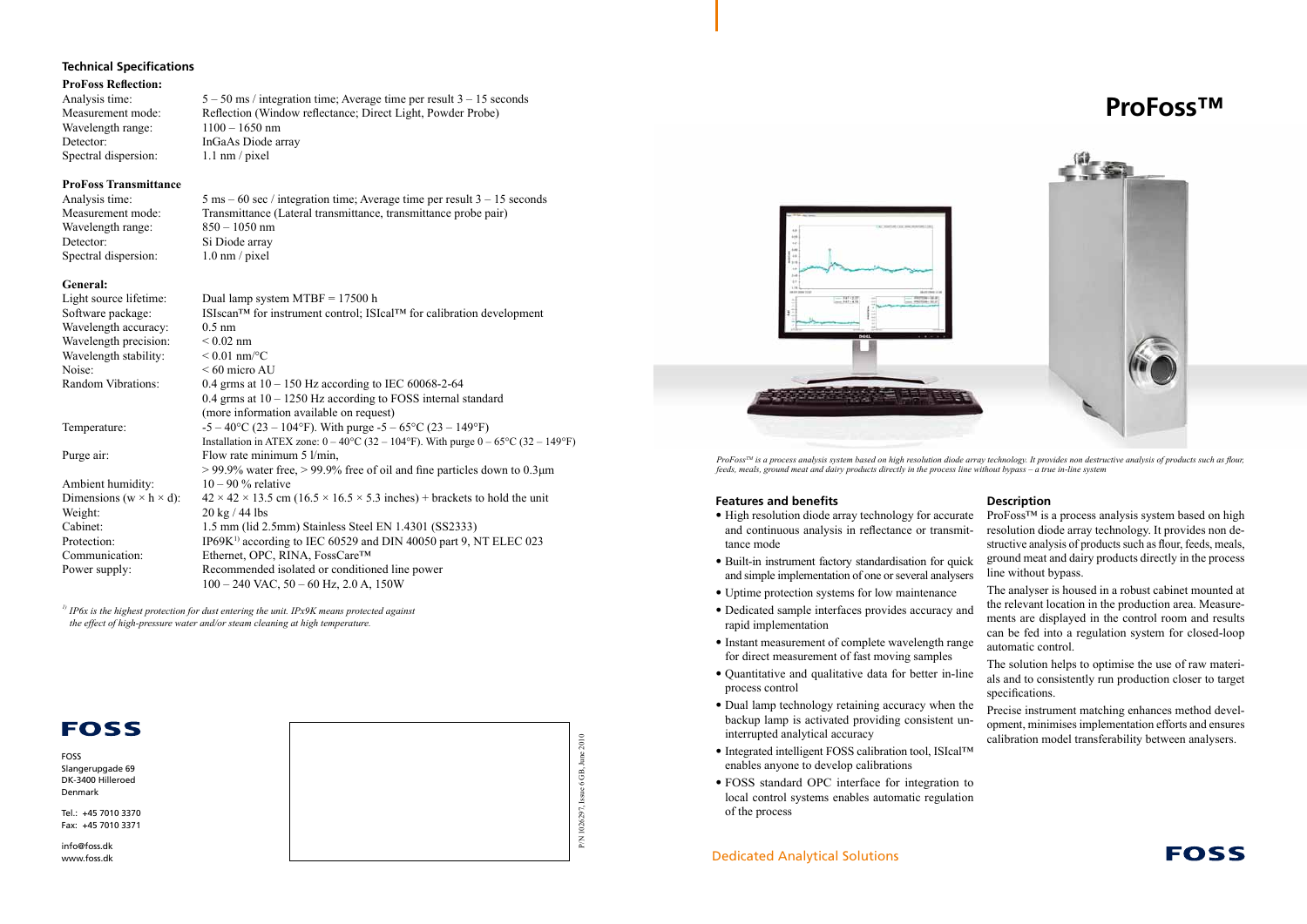# ProFoss™

*ProFoss™ is a process analysis system based on high resolution diode array technology. It provides non destructive analysis of products such as flour, feeds, meals, ground meat and dairy products directly in the process line without bypass – a true in-line system*

## Features and benefits

- High resolution diode array technology for accurate and continuous analysis in reflectance or transmittance mode
- Built-in instrument factory standardisation for quick and simple implementation of one or several analysers
- Uptime protection systems for low maintenance
- Dedicated sample interfaces provides accuracy and rapid implementation
- Instant measurement of complete wavelength range for direct measurement of fast moving samples
- Quantitative and qualitative data for better in-line process control
- Dual lamp technology retaining accuracy when the backup lamp is activated providing consistent uninterrupted analytical accuracy
- Integrated intelligent FOSS calibration tool, ISIcal™ enables anyone to develop calibrations
- FOSS standard OPC interface for integration to local control systems enables automatic regulation of the process

## Description

ProFoss™ is a process analysis system based on high resolution diode array technology. It provides non destructive analysis of products such as flour, feeds, meals, ground meat and dairy products directly in the process line without bypass.

The analyser is housed in a robust cabinet mounted at the relevant location in the production area. Measurements are displayed in the control room and results can be fed into a regulation system for closed-loop automatic control.

The solution helps to optimise the use of raw materials and to consistently run production closer to target specifications.

Precise instrument matching enhances method development, minimises implementation efforts and ensures calibration model transferability between analysers.

Dedicated Analytical Solutions

## Technical Specifications

**ProFoss Reflection:**

| | |
|---|---|
| Analysis time: | 5 – 50 ms / integration time; Average time per result 3 – 15 seconds |
| Measurement mode: | Reflection (Window reflectance; Direct Light, Powder Probe) |
| Wavelength range: | 1100 – 1650 nm |
| Detector: | InGaAs Diode array |
| Spectral dispersion: | 1.1 nm / pixel |

**ProFoss Transmittance**

| | |
|---|---|
| Analysis time: | 5 ms – 60 sec / integration time; Average time per result 3 – 15 seconds |
| Measurement mode: | Transmittance (Lateral transmittance, transmittance probe pair) |
| Wavelength range: | 850 – 1050 nm |
| Detector: | Si Diode array |
| Spectral dispersion: | 1.0 nm / pixel |

**General:**

| | |
|---|---|
| Light source lifetime: | Dual lamp system MTBF = 17500 h |
| Software package: | ISIscan™ for instrument control; ISIcal™ for calibration development |
| Wavelength accuracy: | 0.5 nm |
| Wavelength precision: | < 0.02 nm |
| Wavelength stability: | < 0.01 nm/°C |
| Noise: | < 60 micro AU |
| Random Vibrations: | 0.4 grms at 10 – 150 Hz according to IEC 60068-2-64<br>0.4 grms at 10 – 1250 Hz according to FOSS internal standard<br>(more information available on request) |
| Temperature: | -5 – 40°C (23 – 104°F). With purge -5 – 65°C (23 – 149°F)<br>Installation in ATEX zone: 0 – 40°C (32 – 104°F). With purge 0 – 65°C (32 – 149°F) |
| Purge air: | Flow rate minimum 5 l/min,<br>> 99.9% water free, > 99.9% free of oil and fine particles down to 0.3µm |
| Ambient humidity: | 10 – 90 % relative |
| Dimensions (w × h × d): | 42 × 42 × 13.5 cm (16.5 × 16.5 × 5.3 inches) + brackets to hold the unit |
| Weight: | 20 kg / 44 lbs |
| Cabinet: | 1.5 mm (lid 2.5mm) Stainless Steel EN 1.4301 (SS2333) |
| Protection: | IP69K[1] according to IEC 60529 and DIN 40050 part 9, NT ELEC 023 |
| Communication: | Ethernet, OPC, RINA, FossCare™ |
| Power supply: | Recommended isolated or conditioned line power<br>100 – 240 VAC, 50 – 60 Hz, 2.0 A, 150W |

*[1] IP6x is the highest protection for dust entering the unit. IPx9K means protected against the effect of high-pressure water and/or steam cleaning at high temperature.*

FOSS

FOSS
Slangerupgade 69
DK-3400 Hilleroed
Denmark

Tel.: +45 7010 3370
Fax: +45 7010 3371

info@foss.dk
www.foss.dk

P/N 1026297, Issue 6 GB, June 2010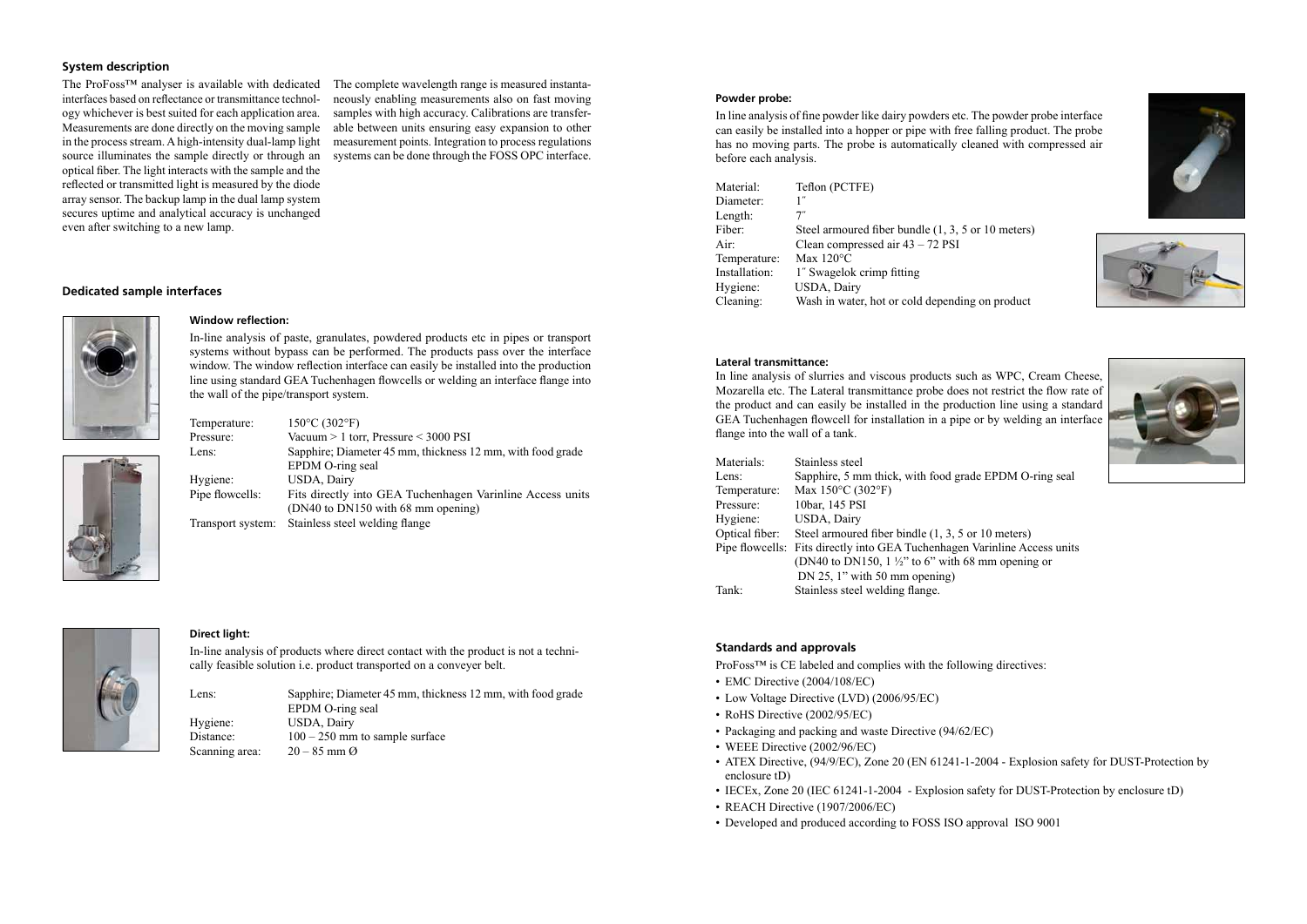## System description

The ProFoss™ analyser is available with dedicated interfaces based on reflectance or transmittance technology whichever is best suited for each application area. Measurements are done directly on the moving sample in the process stream. A high-intensity dual-lamp light source illuminates the sample directly or through an optical fiber. The light interacts with the sample and the reflected or transmitted light is measured by the diode array sensor. The backup lamp in the dual lamp system secures uptime and analytical accuracy is unchanged even after switching to a new lamp.

The complete wavelength range is measured instantaneously enabling measurements also on fast moving samples with high accuracy. Calibrations are transferable between units ensuring easy expansion to other measurement points. Integration to process regulations systems can be done through the FOSS OPC interface.

## Dedicated sample interfaces

#### Window reflection:

In-line analysis of paste, granulates, powdered products etc in pipes or transport systems without bypass can be performed. The products pass over the interface window. The window reflection interface can easily be installed into the production line using standard GEA Tuchenhagen flowcells or welding an interface flange into the wall of the pipe/transport system.

| | |
|---|---|
| Temperature: | 150°C (302°F) |
| Pressure: | Vacuum > 1 torr, Pressure < 3000 PSI |
| Lens: | Sapphire; Diameter 45 mm, thickness 12 mm, with food grade EPDM O-ring seal |
| Hygiene: | USDA, Dairy |
| Pipe flowcells: | Fits directly into GEA Tuchenhagen Varinline Access units (DN40 to DN150 with 68 mm opening) |
| Transport system: | Stainless steel welding flange |

#### Direct light:

In-line analysis of products where direct contact with the product is not a technically feasible solution i.e. product transported on a conveyer belt.

| | |
|---|---|
| Lens: | Sapphire; Diameter 45 mm, thickness 12 mm, with food grade EPDM O-ring seal |
| Hygiene: | USDA, Dairy |
| Distance: | 100 – 250 mm to sample surface |
| Scanning area: | 20 – 85 mm Ø |

#### Powder probe:

In line analysis of fine powder like dairy powders etc. The powder probe interface can easily be installed into a hopper or pipe with free falling product. The probe has no moving parts. The probe is automatically cleaned with compressed air before each analysis.

| | |
|---|---|
| Material: | Teflon (PCTFE) |
| Diameter: | 1″ |
| Length: | 7″ |
| Fiber: | Steel armoured fiber bundle (1, 3, 5 or 10 meters) |
| Air: | Clean compressed air 43 – 72 PSI |
| Temperature: | Max 120°C |
| Installation: | 1″ Swagelok crimp fitting |
| Hygiene: | USDA, Dairy |
| Cleaning: | Wash in water, hot or cold depending on product |

#### Lateral transmittance:

In line analysis of slurries and viscous products such as WPC, Cream Cheese, Mozarella etc. The Lateral transmittance probe does not restrict the flow rate of the product and can easily be installed in the production line using a standard GEA Tuchenhagen flowcell for installation in a pipe or by welding an interface flange into the wall of a tank.

| | |
|---|---|
| Materials: | Stainless steel |
| Lens: | Sapphire, 5 mm thick, with food grade EPDM O-ring seal |
| Temperature: | Max 150°C (302°F) |
| Pressure: | 10bar, 145 PSI |
| Hygiene: | USDA, Dairy |
| Optical fiber: | Steel armoured fiber bindle (1, 3, 5 or 10 meters) |
| Pipe flowcells: | Fits directly into GEA Tuchenhagen Varinline Access units (DN40 to DN150, 1 ½" to 6" with 68 mm opening or DN 25, 1" with 50 mm opening) |
| Tank: | Stainless steel welding flange. |

## Standards and approvals

ProFoss™ is CE labeled and complies with the following directives:

- EMC Directive (2004/108/EC)
- Low Voltage Directive (LVD) (2006/95/EC)
- RoHS Directive (2002/95/EC)
- Packaging and packing and waste Directive (94/62/EC)
- WEEE Directive (2002/96/EC)
- ATEX Directive, (94/9/EC), Zone 20 (EN 61241-1-2004 - Explosion safety for DUST-Protection by enclosure tD)
- IECEx, Zone 20 (IEC 61241-1-2004 - Explosion safety for DUST-Protection by enclosure tD)
- REACH Directive (1907/2006/EC)
- Developed and produced according to FOSS ISO approval ISO 9001